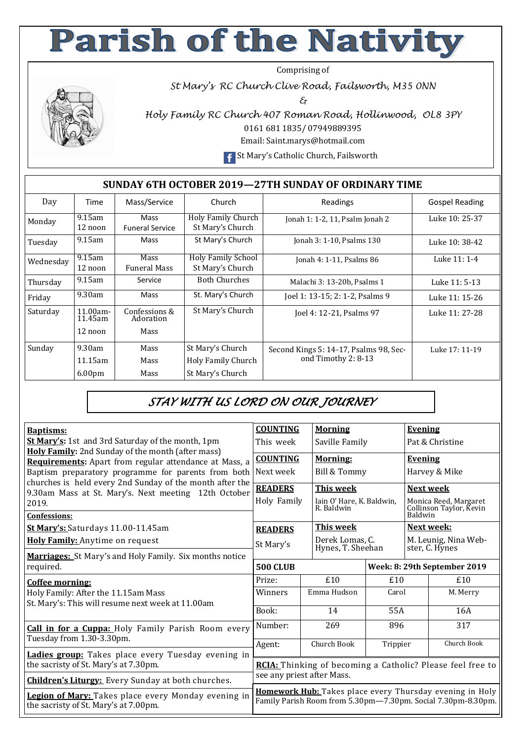# Parish of the Nativity

Comprising of

*St Mary's RC Church Clive Road, Failsworth, M35 0NN*

*&*

*Holy Family RC Church 407 Roman Road, Hollinwood, OL8 3PY*

0161 681 1835/ 07949889395

Email: Saint.marys@hotmail.com

St Mary's Catholic Church, Failsworth

## SUNDAY 6TH OCTOBER 2019—27TH SUNDAY OF ORDINARY TIME

| Day | Time | Mass/Service | Church | Readings | Gospel Reading |
|---|---|---|---|---|---|
| Monday | 9.15am<br>12 noon | Mass<br>Funeral Service | Holy Family Church<br>St Mary's Church | Jonah 1: 1-2, 11, Psalm Jonah 2 | Luke 10: 25-37 |
| Tuesday | 9.15am | Mass | St Mary's Church | Jonah 3: 1-10, Psalms 130 | Luke 10: 38-42 |
| Wednesday | 9.15am<br>12 noon | Mass<br>Funeral Mass | Holy Family School<br>St Mary's Church | Jonah 4: 1-11, Psalms 86 | Luke 11: 1-4 |
| Thursday | 9.15am | Service | Both Churches | Malachi 3: 13-20b, Psalms 1 | Luke 11: 5-13 |
| Friday | 9.30am | Mass | St. Mary's Church | Joel 1: 13-15; 2: 1-2, Psalms 9 | Luke 11: 15-26 |
| Saturday | 11.00am-11.45am<br>12 noon | Confessions & Adoration<br>Mass | St Mary's Church | Joel 4: 12-21, Psalms 97 | Luke 11: 27-28 |
| Sunday | 9.30am<br>11.15am<br>6.00pm | Mass<br>Mass<br>Mass | St Mary's Church<br>Holy Family Church<br>St Mary's Church | Second Kings 5: 14-17, Psalms 98, Second Timothy 2: 8-13 | Luke 17: 11-19 |

## *STAY WITH US LORD ON OUR JOURNEY*

**Baptisms:**
**St Mary's:** 1st and 3rd Saturday of the month, 1pm
**Holy Family:** 2nd Sunday of the month (after mass)
**Requirements:** Apart from regular attendance at Mass, a Baptism preparatory programme for parents from both churches is held every 2nd Sunday of the month after the 9.30am Mass at St. Mary's. Next meeting 12th October 2019.

**Confessions:**
**St Mary's:** Saturdays 11.00-11.45am
**Holy Family:** Anytime on request

**Marriages:** St Mary's and Holy Family. Six months notice required.

**Coffee morning:**
Holy Family: After the 11.15am Mass
St. Mary's: This will resume next week at 11.00am

**Call in for a Cuppa:** Holy Family Parish Room every Tuesday from 1.30-3.30pm.

**Ladies group:** Takes place every Tuesday evening in the sacristy of St. Mary's at 7.30pm.

**Children's Liturgy:** Every Sunday at both churches.

**Legion of Mary:** Takes place every Monday evening in the sacristy of St. Mary's at 7.00pm.

| **COUNTING** | **Morning** | **Evening** |
|---|---|---|
| This week | Saville Family | Pat & Christine |
| **COUNTING** | **Morning:** | **Evening** |
| Next week | Bill & Tommy | Harvey & Mike |

| **READERS** | **This week** | **Next week** |
|---|---|---|
| Holy Family | Iain O' Hare, K. Baldwin, R. Baldwin | Monica Reed, Margaret Collinson Taylor, Kevin Baldwin |
| **READERS** St Mary's | **This week**<br>Derek Lomas, C. Hynes, T. Sheehan | **Next week:**<br>M. Leunig, Nina Webster, C. Hynes |

| **500 CLUB** | | **Week: 8: 29th September 2019** | |
|---|---|---|---|
| Prize: | £10 | £10 | £10 |
| Winners | Emma Hudson | Carol | M. Merry |
| Book: | 14 | 55A | 16A |
| Number: | 269 | 896 | 317 |
| Agent: | Church Book | Trippier | Church Book |

**RCIA:** Thinking of becoming a Catholic? Please feel free to see any priest after Mass.

**Homework Hub:** Takes place every Thursday evening in Holy Family Parish Room from 5.30pm—7.30pm. Social 7.30pm-8.30pm.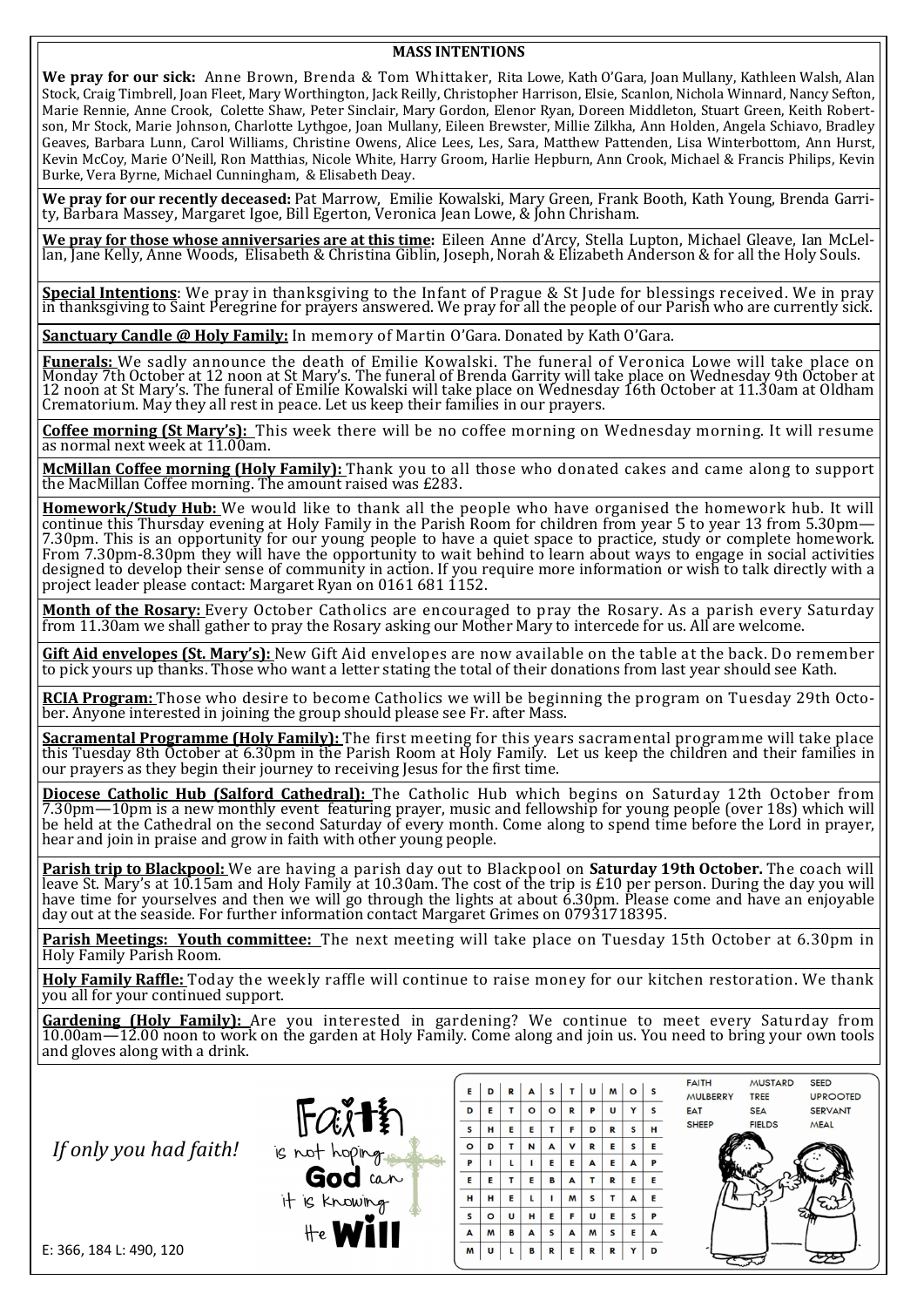## MASS INTENTIONS

**We pray for our sick:** Anne Brown, Brenda & Tom Whittaker, Rita Lowe, Kath O'Gara, Joan Mullany, Kathleen Walsh, Alan Stock, Craig Timbrell, Joan Fleet, Mary Worthington, Jack Reilly, Christopher Harrison, Elsie, Scanlon, Nichola Winnard, Nancy Sefton, Marie Rennie, Anne Crook, Colette Shaw, Peter Sinclair, Mary Gordon, Elenor Ryan, Doreen Middleton, Stuart Green, Keith Robertson, Mr Stock, Marie Johnson, Charlotte Lythgoe, Joan Mullany, Eileen Brewster, Millie Zilkha, Ann Holden, Angela Schiavo, Bradley Geaves, Barbara Lunn, Carol Williams, Christine Owens, Alice Lees, Les, Sara, Matthew Pattenden, Lisa Winterbottom, Ann Hurst, Kevin McCoy, Marie O'Neill, Ron Matthias, Nicole White, Harry Groom, Harlie Hepburn, Ann Crook, Michael & Francis Philips, Kevin Burke, Vera Byrne, Michael Cunningham, & Elisabeth Deay.

**We pray for our recently deceased:** Pat Marrow, Emilie Kowalski, Mary Green, Frank Booth, Kath Young, Brenda Garrity, Barbara Massey, Margaret Igoe, Bill Egerton, Veronica Jean Lowe, & John Chrisham.

**We pray for those whose anniversaries are at this time:** Eileen Anne d'Arcy, Stella Lupton, Michael Gleave, Ian McLellan, Jane Kelly, Anne Woods, Elisabeth & Christina Giblin, Joseph, Norah & Elizabeth Anderson & for all the Holy Souls.

**Special Intentions**: We pray in thanksgiving to the Infant of Prague & St Jude for blessings received. We in pray in thanksgiving to Saint Peregrine for prayers answered. We pray for all the people of our Parish who are currently sick.

**Sanctuary Candle @ Holy Family:** In memory of Martin O'Gara. Donated by Kath O'Gara.

**Funerals:** We sadly announce the death of Emilie Kowalski. The funeral of Veronica Lowe will take place on Monday 7th October at 12 noon at St Mary's. The funeral of Brenda Garrity will take place on Wednesday 9th October at 12 noon at St Mary's. The funeral of Emilie Kowalski will take place on Wednesday 16th October at 11.30am at Oldham Crematorium. May they all rest in peace. Let us keep their families in our prayers.

**Coffee morning (St Mary's):** This week there will be no coffee morning on Wednesday morning. It will resume as normal next week at 11.00am.

**McMillan Coffee morning (Holy Family):** Thank you to all those who donated cakes and came along to support the MacMillan Coffee morning. The amount raised was £283.

**Homework/Study Hub:** We would like to thank all the people who have organised the homework hub. It will continue this Thursday evening at Holy Family in the Parish Room for children from year 5 to year 13 from 5.30pm—7.30pm. This is an opportunity for our young people to have a quiet space to practice, study or complete homework. From 7.30pm-8.30pm they will have the opportunity to wait behind to learn about ways to engage in social activities designed to develop their sense of community in action. If you require more information or wish to talk directly with a project leader please contact: Margaret Ryan on 0161 681 1152.

**Month of the Rosary:** Every October Catholics are encouraged to pray the Rosary. As a parish every Saturday from 11.30am we shall gather to pray the Rosary asking our Mother Mary to intercede for us. All are welcome.

**Gift Aid envelopes (St. Mary's):** New Gift Aid envelopes are now available on the table at the back. Do remember to pick yours up thanks. Those who want a letter stating the total of their donations from last year should see Kath.

**RCIA Program:** Those who desire to become Catholics we will be beginning the program on Tuesday 29th October. Anyone interested in joining the group should please see Fr. after Mass.

**Sacramental Programme (Holy Family):** The first meeting for this years sacramental programme will take place this Tuesday 8th October at 6.30pm in the Parish Room at Holy Family. Let us keep the children and their families in our prayers as they begin their journey to receiving Jesus for the first time.

**Diocese Catholic Hub (Salford Cathedral):** The Catholic Hub which begins on Saturday 12th October from 7.30pm—10pm is a new monthly event featuring prayer, music and fellowship for young people (over 18s) which will be held at the Cathedral on the second Saturday of every month. Come along to spend time before the Lord in prayer, hear and join in praise and grow in faith with other young people.

**Parish trip to Blackpool:** We are having a parish day out to Blackpool on **Saturday 19th October.** The coach will leave St. Mary's at 10.15am and Holy Family at 10.30am. The cost of the trip is £10 per person. During the day you will have time for yourselves and then we will go through the lights at about 6.30pm. Please come and have an enjoyable day out at the seaside. For further information contact Margaret Grimes on 07931718395.

**Parish Meetings: Youth committee:** The next meeting will take place on Tuesday 15th October at 6.30pm in Holy Family Parish Room.

**Holy Family Raffle:** Today the weekly raffle will continue to raise money for our kitchen restoration. We thank you all for your continued support.

**Gardening (Holy Family):** Are you interested in gardening? We continue to meet every Saturday from 10.00am—12.00 noon to work on the garden at Holy Family. Come along and join us. You need to bring your own tools and gloves along with a drink.

*If only you had faith!*

Faith is not hoping God can it is knowing He will

| | | | | | | | | | |
|---|---|---|---|---|---|---|---|---|---|
| E | D | R | A | S | T | U | M | O | S |
| D | E | T | O | O | R | P | U | Y | S |
| S | H | E | E | T | F | D | R | S | H |
| O | D | T | N | A | V | R | E | S | E |
| P | I | L | I | E | E | A | E | A | P |
| E | E | T | E | B | A | T | R | E | E |
| H | H | E | L | I | M | S | T | A | E |
| S | O | U | H | E | F | U | E | S | P |
| A | M | B | A | S | A | M | S | E | A |
| M | U | L | B | R | E | R | R | Y | D |

FAITH MUSTARD SEED
MULBERRY TREE UPROOTED
EAT SEA SERVANT
SHEEP FIELDS MEAL

E: 366, 184 L: 490, 120